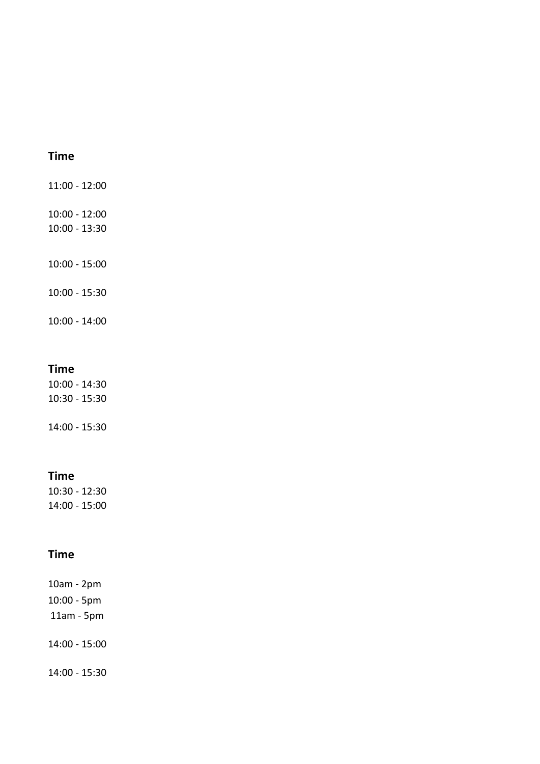**Time**

11:00 - 12:00

10:00 - 12:00
10:00 - 13:30

10:00 - 15:00

10:00 - 15:30

10:00 - 14:00

**Time**

10:00 - 14:30
10:30 - 15:30

14:00 - 15:30

**Time**

10:30 - 12:30
14:00 - 15:00

**Time**

10am - 2pm
10:00 - 5pm
11am - 5pm

14:00 - 15:00

14:00 - 15:30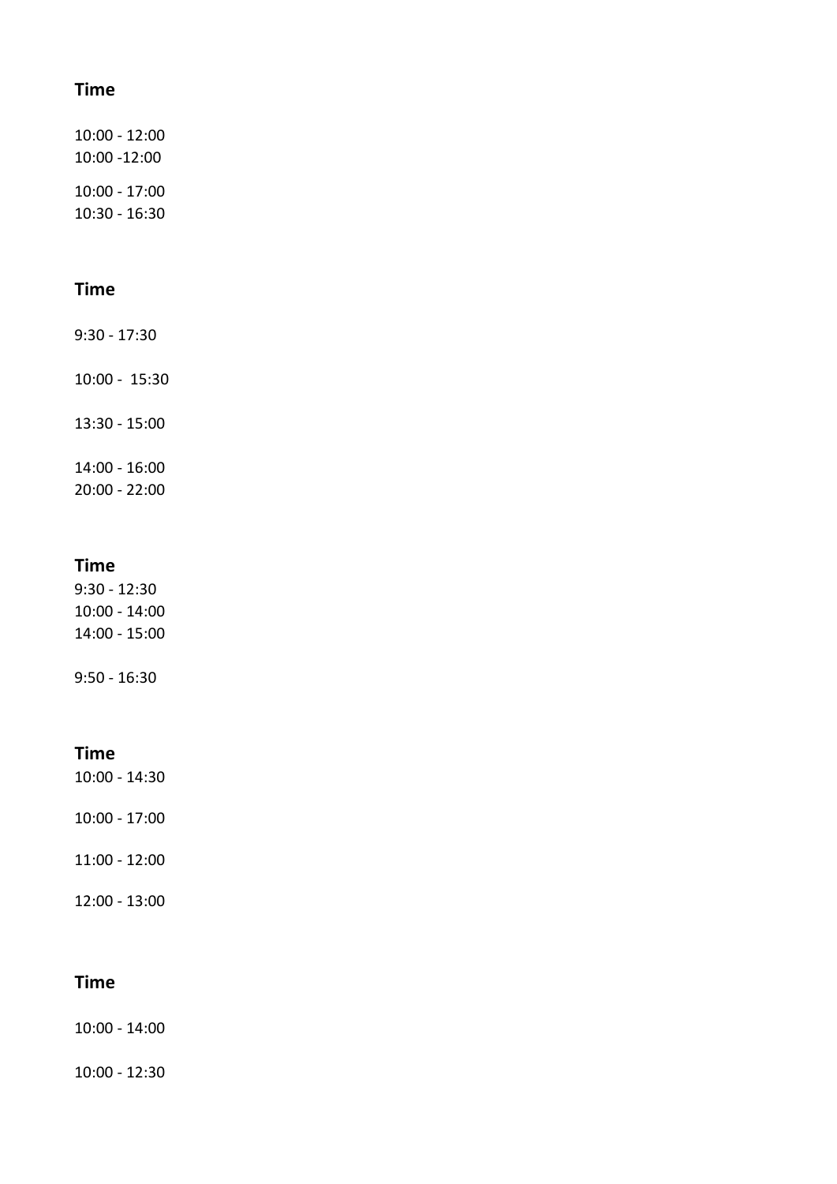**Time**

10:00 - 12:00
10:00 -12:00

10:00 - 17:00
10:30 - 16:30

**Time**

9:30 - 17:30

10:00 - 15:30

13:30 - 15:00

14:00 - 16:00
20:00 - 22:00

**Time**

9:30 - 12:30
10:00 - 14:00
14:00 - 15:00

9:50 - 16:30

**Time**

10:00 - 14:30

10:00 - 17:00

11:00 - 12:00

12:00 - 13:00

**Time**

10:00 - 14:00

10:00 - 12:30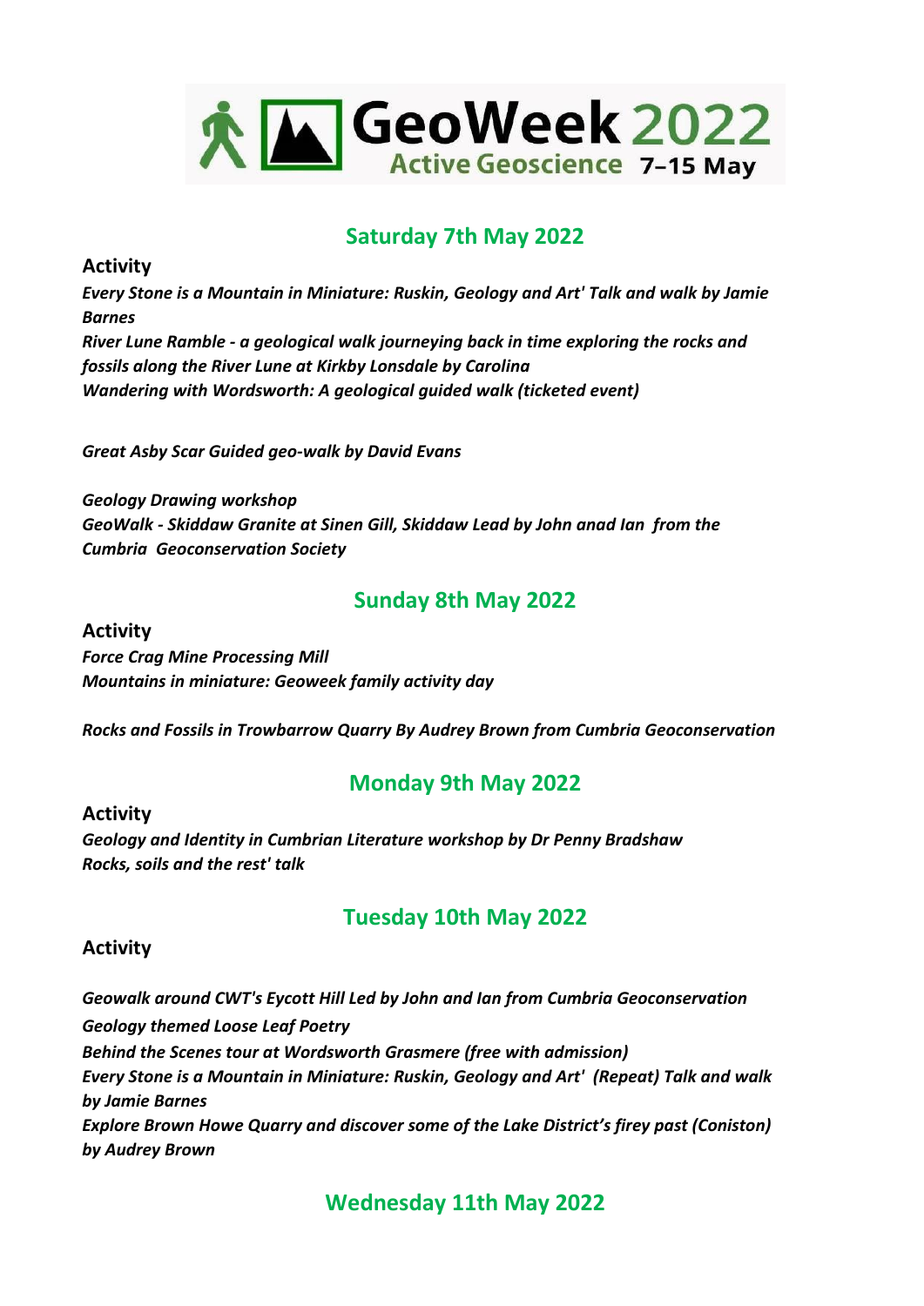# GeoWeek 2022

Active Geoscience 7–15 May

## Saturday 7th May 2022

**Activity**

***Every Stone is a Mountain in Miniature: Ruskin, Geology and Art' Talk and walk by Jamie Barnes***

***River Lune Ramble - a geological walk journeying back in time exploring the rocks and fossils along the River Lune at Kirkby Lonsdale by Carolina***

***Wandering with Wordsworth: A geological guided walk (ticketed event)***

***Great Asby Scar Guided geo-walk by David Evans***

***Geology Drawing workshop***

***GeoWalk - Skiddaw Granite at Sinen Gill, Skiddaw Lead by John anad Ian from the Cumbria Geoconservation Society***

## Sunday 8th May 2022

**Activity**

***Force Crag Mine Processing Mill***

***Mountains in miniature: Geoweek family activity day***

***Rocks and Fossils in Trowbarrow Quarry By Audrey Brown from Cumbria Geoconservation***

## Monday 9th May 2022

**Activity**

***Geology and Identity in Cumbrian Literature workshop by Dr Penny Bradshaw***

***Rocks, soils and the rest' talk***

## Tuesday 10th May 2022

**Activity**

***Geowalk around CWT's Eycott Hill Led by John and Ian from Cumbria Geoconservation***

***Geology themed Loose Leaf Poetry***

***Behind the Scenes tour at Wordsworth Grasmere (free with admission)***

***Every Stone is a Mountain in Miniature: Ruskin, Geology and Art' (Repeat) Talk and walk by Jamie Barnes***

***Explore Brown Howe Quarry and discover some of the Lake District's firey past (Coniston) by Audrey Brown***

## Wednesday 11th May 2022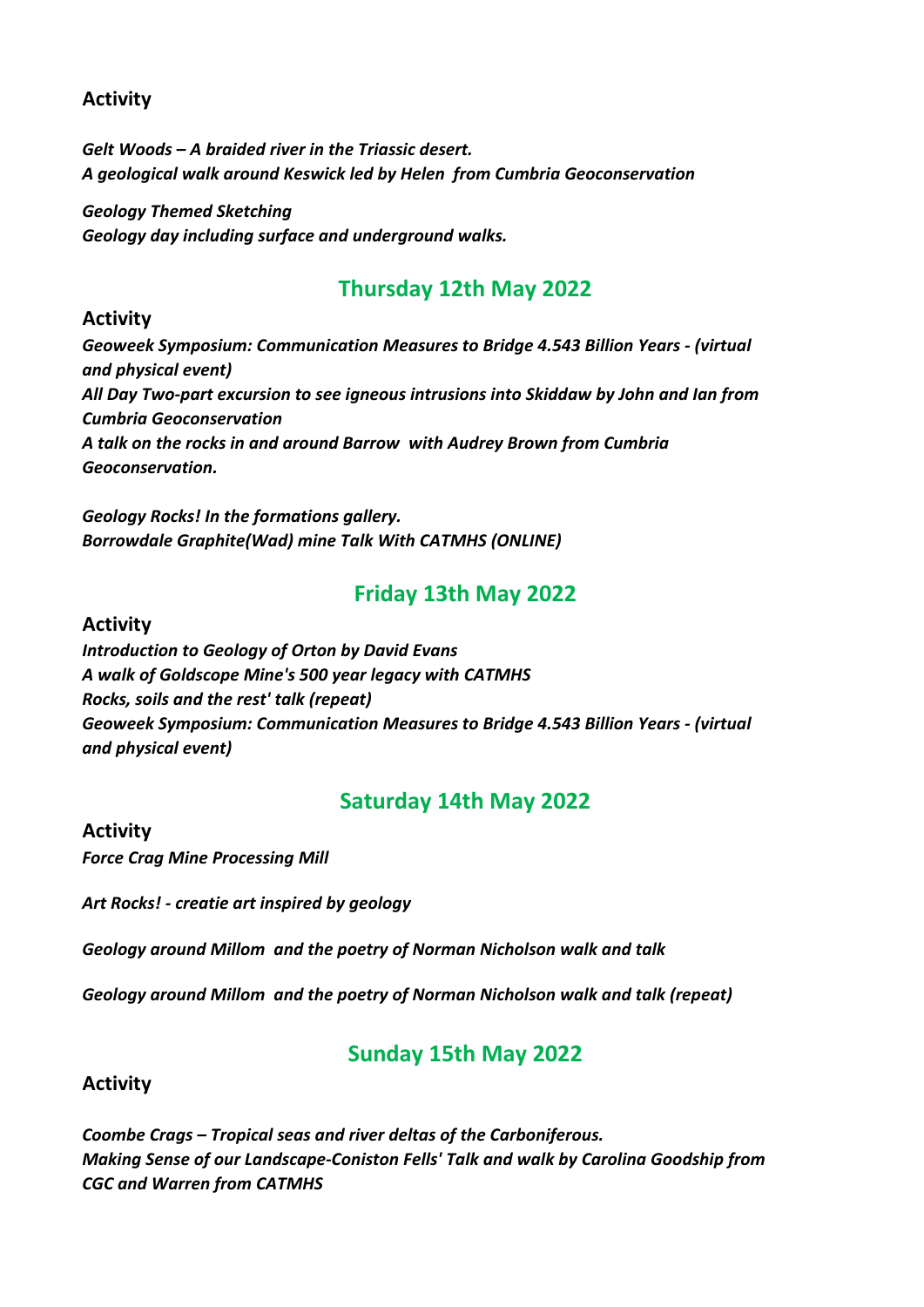**Activity**

*Gelt Woods – A braided river in the Triassic desert.*
*A geological walk around Keswick led by Helen  from Cumbria Geoconservation*

*Geology Themed Sketching*
*Geology day including surface and underground walks.*

## Thursday 12th May 2022

**Activity**

*Geoweek Symposium: Communication Measures to Bridge 4.543 Billion Years - (virtual and physical event)*
*All Day Two-part excursion to see igneous intrusions into Skiddaw by John and Ian from Cumbria Geoconservation*
*A talk on the rocks in and around Barrow  with Audrey Brown from Cumbria Geoconservation.*

*Geology Rocks! In the formations gallery.*
*Borrowdale Graphite(Wad) mine Talk With CATMHS (ONLINE)*

## Friday 13th May 2022

**Activity**

*Introduction to Geology of Orton by David Evans*
*A walk of Goldscope Mine's 500 year legacy with CATMHS*
*Rocks, soils and the rest' talk (repeat)*
*Geoweek Symposium: Communication Measures to Bridge 4.543 Billion Years - (virtual and physical event)*

## Saturday 14th May 2022

**Activity**

*Force Crag Mine Processing Mill*

*Art Rocks! - creatie art inspired by geology*

*Geology around Millom  and the poetry of Norman Nicholson walk and talk*

*Geology around Millom  and the poetry of Norman Nicholson walk and talk (repeat)*

## Sunday 15th May 2022

**Activity**

*Coombe Crags – Tropical seas and river deltas of the Carboniferous.*
*Making Sense of our Landscape-Coniston Fells' Talk and walk by Carolina Goodship from CGC and Warren from CATMHS*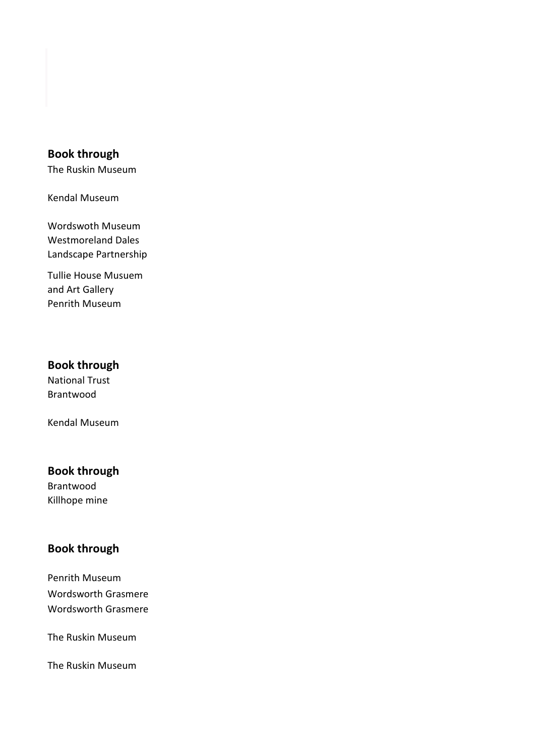**Book through**

The Ruskin Museum

Kendal Museum

Wordswoth Museum
Westmoreland Dales Landscape Partnership

Tullie House Musuem and Art Gallery
Penrith Museum

**Book through**

National Trust
Brantwood

Kendal Museum

**Book through**

Brantwood
Killhope mine

**Book through**

Penrith Museum
Wordsworth Grasmere
Wordsworth Grasmere

The Ruskin Museum

The Ruskin Museum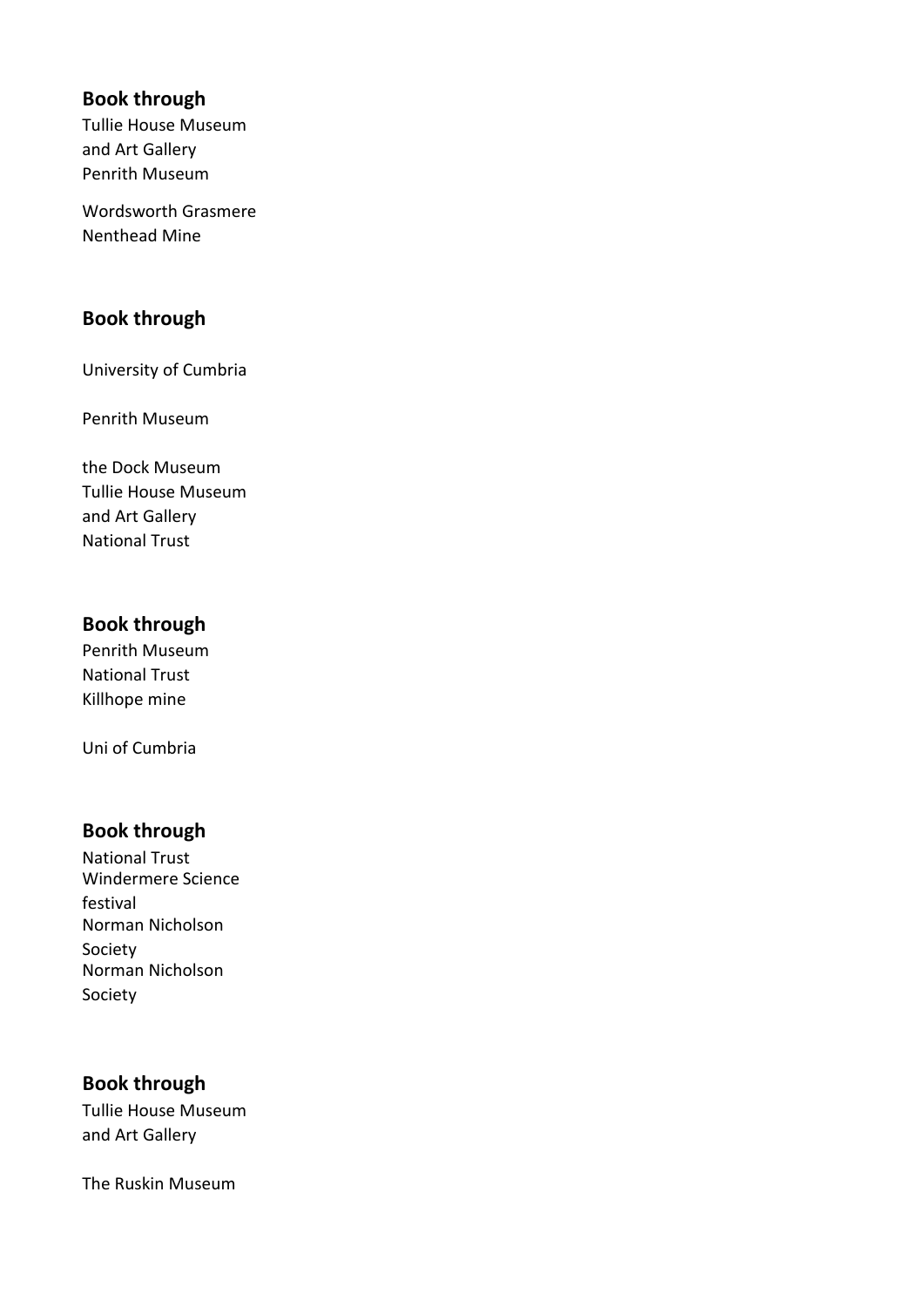**Book through**

Tullie House Museum
and Art Gallery
Penrith Museum

Wordsworth Grasmere
Nenthead Mine

**Book through**

University of Cumbria

Penrith Museum

the Dock Museum
Tullie House Museum
and Art Gallery
National Trust

**Book through**

Penrith Museum
National Trust
Killhope mine

Uni of Cumbria

**Book through**

National Trust
Windermere Science
festival
Norman Nicholson
Society
Norman Nicholson
Society

**Book through**

Tullie House Museum
and Art Gallery

The Ruskin Museum